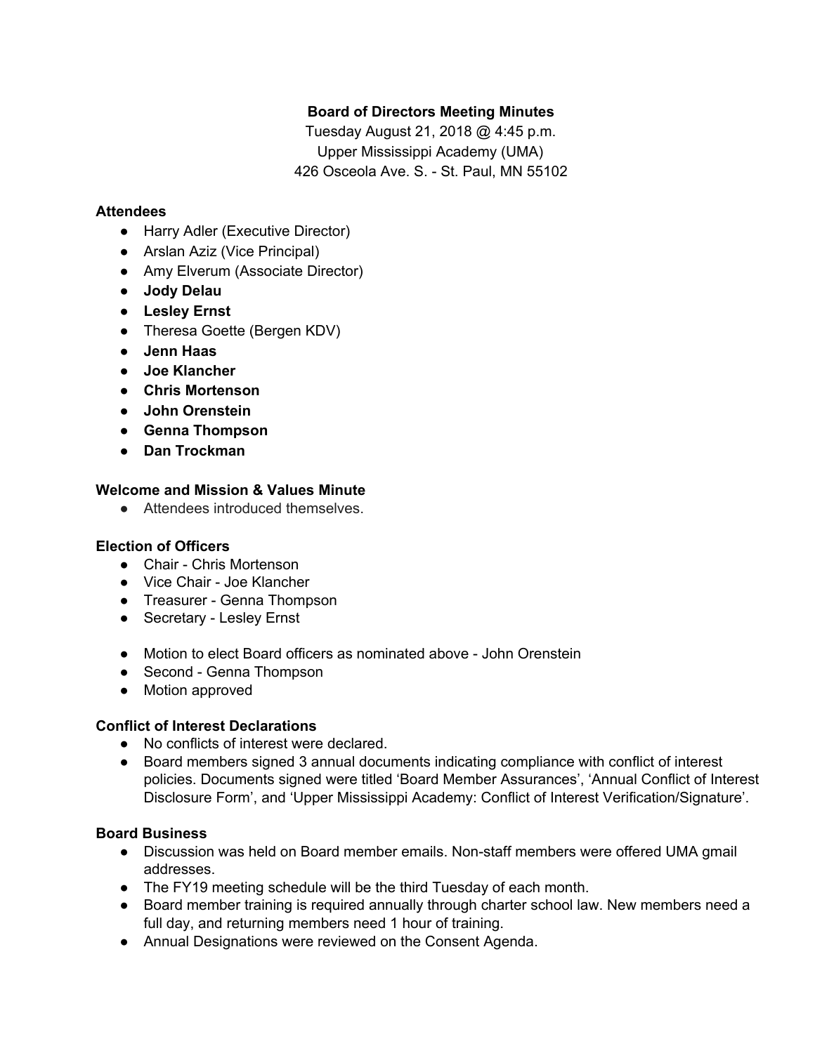**Board of Directors Meeting Minutes**

Tuesday August 21, 2018 @ 4:45 p.m.
Upper Mississippi Academy (UMA)
426 Osceola Ave. S. - St. Paul, MN 55102

### Attendees

- Harry Adler (Executive Director)
- Arslan Aziz (Vice Principal)
- Amy Elverum (Associate Director)
- **Jody Delau**
- **Lesley Ernst**
- Theresa Goette (Bergen KDV)
- **Jenn Haas**
- **Joe Klancher**
- **Chris Mortenson**
- **John Orenstein**
- **Genna Thompson**
- **Dan Trockman**

### Welcome and Mission & Values Minute

- Attendees introduced themselves.

### Election of Officers

- Chair - Chris Mortenson
- Vice Chair - Joe Klancher
- Treasurer - Genna Thompson
- Secretary - Lesley Ernst

- Motion to elect Board officers as nominated above - John Orenstein
- Second - Genna Thompson
- Motion approved

### Conflict of Interest Declarations

- No conflicts of interest were declared.
- Board members signed 3 annual documents indicating compliance with conflict of interest policies. Documents signed were titled 'Board Member Assurances', 'Annual Conflict of Interest Disclosure Form', and 'Upper Mississippi Academy: Conflict of Interest Verification/Signature'.

### Board Business

- Discussion was held on Board member emails. Non-staff members were offered UMA gmail addresses.
- The FY19 meeting schedule will be the third Tuesday of each month.
- Board member training is required annually through charter school law. New members need a full day, and returning members need 1 hour of training.
- Annual Designations were reviewed on the Consent Agenda.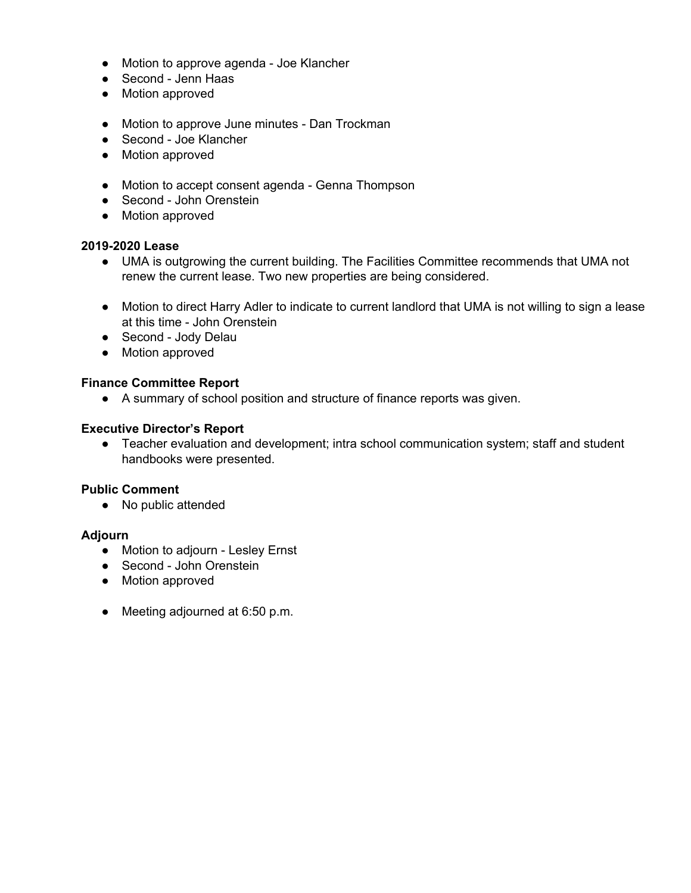- Motion to approve agenda - Joe Klancher
- Second - Jenn Haas
- Motion approved

- Motion to approve June minutes - Dan Trockman
- Second - Joe Klancher
- Motion approved

- Motion to accept consent agenda - Genna Thompson
- Second - John Orenstein
- Motion approved

**2019-2020 Lease**

- UMA is outgrowing the current building. The Facilities Committee recommends that UMA not renew the current lease. Two new properties are being considered.

- Motion to direct Harry Adler to indicate to current landlord that UMA is not willing to sign a lease at this time - John Orenstein
- Second - Jody Delau
- Motion approved

**Finance Committee Report**

- A summary of school position and structure of finance reports was given.

**Executive Director's Report**

- Teacher evaluation and development; intra school communication system; staff and student handbooks were presented.

**Public Comment**

- No public attended

**Adjourn**

- Motion to adjourn - Lesley Ernst
- Second - John Orenstein
- Motion approved

- Meeting adjourned at 6:50 p.m.